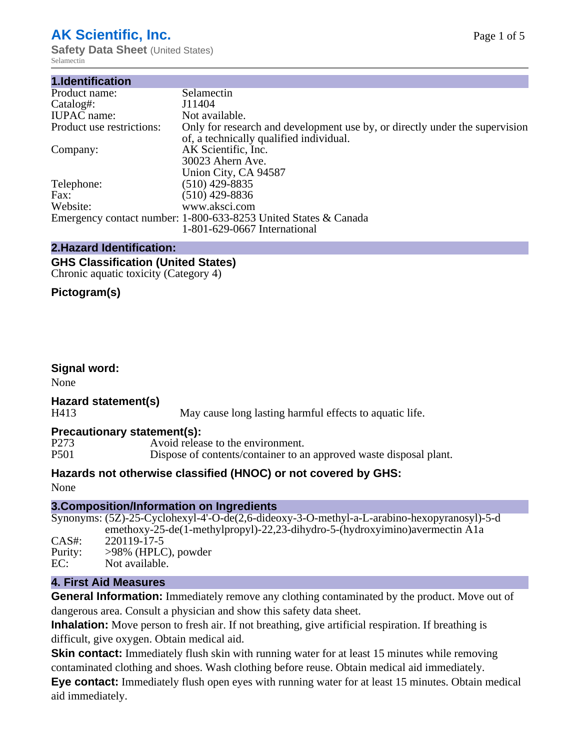# AK Scientific, Inc.

**Safety Data Sheet** (United States)

Selamectin

## 1.Identification

| | |
|---|---|
| Product name: | Selamectin |
| Catalog#: | J11404 |
| IUPAC name: | Not available. |
| Product use restrictions: | Only for research and development use by, or directly under the supervision of, a technically qualified individual. |
| Company: | AK Scientific, Inc.<br>30023 Ahern Ave.<br>Union City, CA 94587 |
| Telephone: | (510) 429-8835 |
| Fax: | (510) 429-8836 |
| Website: | www.aksci.com |
| Emergency contact number: | 1-800-633-8253 United States & Canada<br>1-801-629-0667 International |

## 2.Hazard Identification:

### GHS Classification (United States)

Chronic aquatic toxicity (Category 4)

### Pictogram(s)

### Signal word:

None

### Hazard statement(s)

H413 May cause long lasting harmful effects to aquatic life.

### Precautionary statement(s):

P273 Avoid release to the environment.
P501 Dispose of contents/container to an approved waste disposal plant.

### Hazards not otherwise classified (HNOC) or not covered by GHS:

None

## 3.Composition/Information on Ingredients

| | |
|---|---|
| Synonyms: | (5Z)-25-Cyclohexyl-4'-O-de(2,6-dideoxy-3-O-methyl-a-L-arabino-hexopyranosyl)-5-demethoxy-25-de(1-methylpropyl)-22,23-dihydro-5-(hydroxyimino)avermectin A1a |
| CAS#: | 220119-17-5 |
| Purity: | >98% (HPLC), powder |
| EC: | Not available. |

## 4. First Aid Measures

**General Information:** Immediately remove any clothing contaminated by the product. Move out of dangerous area. Consult a physician and show this safety data sheet.

**Inhalation:** Move person to fresh air. If not breathing, give artificial respiration. If breathing is difficult, give oxygen. Obtain medical aid.

**Skin contact:** Immediately flush skin with running water for at least 15 minutes while removing contaminated clothing and shoes. Wash clothing before reuse. Obtain medical aid immediately.

**Eye contact:** Immediately flush open eyes with running water for at least 15 minutes. Obtain medical aid immediately.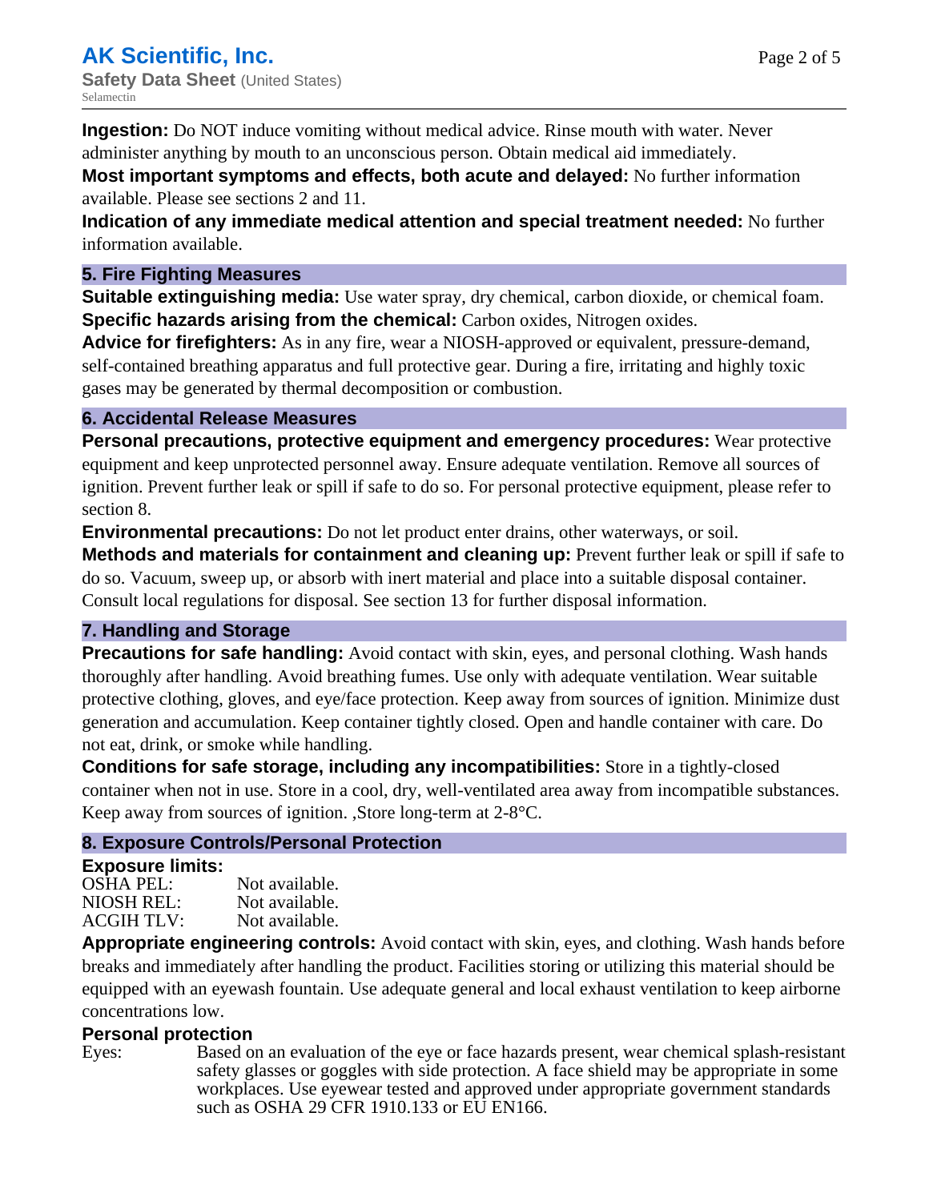**Ingestion:** Do NOT induce vomiting without medical advice. Rinse mouth with water. Never administer anything by mouth to an unconscious person. Obtain medical aid immediately.
**Most important symptoms and effects, both acute and delayed:** No further information available. Please see sections 2 and 11.
**Indication of any immediate medical attention and special treatment needed:** No further information available.

## 5. Fire Fighting Measures

**Suitable extinguishing media:** Use water spray, dry chemical, carbon dioxide, or chemical foam.
**Specific hazards arising from the chemical:** Carbon oxides, Nitrogen oxides.
**Advice for firefighters:** As in any fire, wear a NIOSH-approved or equivalent, pressure-demand, self-contained breathing apparatus and full protective gear. During a fire, irritating and highly toxic gases may be generated by thermal decomposition or combustion.

## 6. Accidental Release Measures

**Personal precautions, protective equipment and emergency procedures:** Wear protective equipment and keep unprotected personnel away. Ensure adequate ventilation. Remove all sources of ignition. Prevent further leak or spill if safe to do so. For personal protective equipment, please refer to section 8.
**Environmental precautions:** Do not let product enter drains, other waterways, or soil.
**Methods and materials for containment and cleaning up:** Prevent further leak or spill if safe to do so. Vacuum, sweep up, or absorb with inert material and place into a suitable disposal container. Consult local regulations for disposal. See section 13 for further disposal information.

## 7. Handling and Storage

**Precautions for safe handling:** Avoid contact with skin, eyes, and personal clothing. Wash hands thoroughly after handling. Avoid breathing fumes. Use only with adequate ventilation. Wear suitable protective clothing, gloves, and eye/face protection. Keep away from sources of ignition. Minimize dust generation and accumulation. Keep container tightly closed. Open and handle container with care. Do not eat, drink, or smoke while handling.
**Conditions for safe storage, including any incompatibilities:** Store in a tightly-closed container when not in use. Store in a cool, dry, well-ventilated area away from incompatible substances. Keep away from sources of ignition. ,Store long-term at 2-8°C.

## 8. Exposure Controls/Personal Protection

**Exposure limits:**

| | |
|---|---|
| OSHA PEL: | Not available. |
| NIOSH REL: | Not available. |
| ACGIH TLV: | Not available. |

**Appropriate engineering controls:** Avoid contact with skin, eyes, and clothing. Wash hands before breaks and immediately after handling the product. Facilities storing or utilizing this material should be equipped with an eyewash fountain. Use adequate general and local exhaust ventilation to keep airborne concentrations low.

**Personal protection**

Eyes: Based on an evaluation of the eye or face hazards present, wear chemical splash-resistant safety glasses or goggles with side protection. A face shield may be appropriate in some workplaces. Use eyewear tested and approved under appropriate government standards such as OSHA 29 CFR 1910.133 or EU EN166.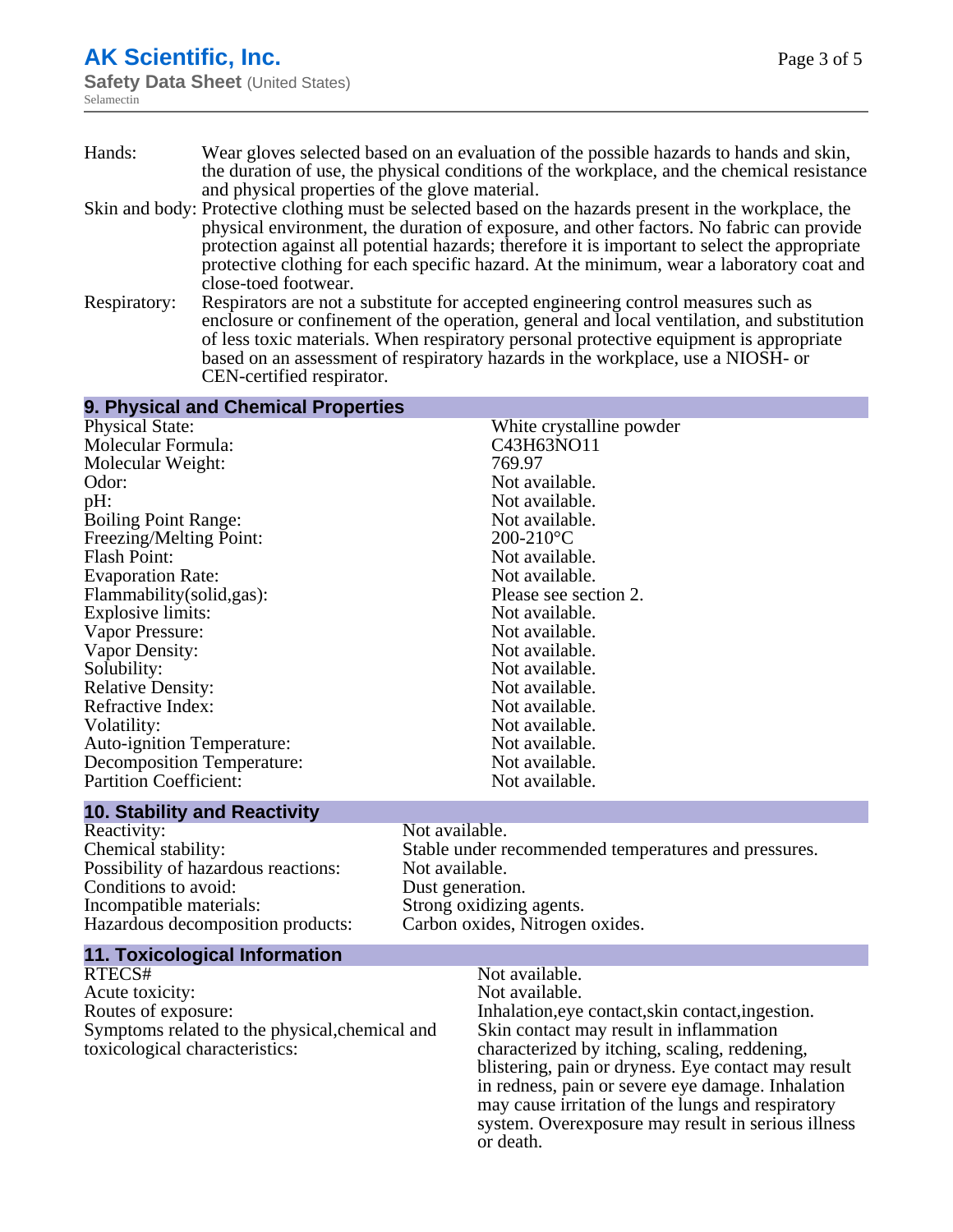Hands: Wear gloves selected based on an evaluation of the possible hazards to hands and skin, the duration of use, the physical conditions of the workplace, and the chemical resistance and physical properties of the glove material.

Skin and body: Protective clothing must be selected based on the hazards present in the workplace, the physical environment, the duration of exposure, and other factors. No fabric can provide protection against all potential hazards; therefore it is important to select the appropriate protective clothing for each specific hazard. At the minimum, wear a laboratory coat and close-toed footwear.

Respiratory: Respirators are not a substitute for accepted engineering control measures such as enclosure or confinement of the operation, general and local ventilation, and substitution of less toxic materials. When respiratory personal protective equipment is appropriate based on an assessment of respiratory hazards in the workplace, use a NIOSH- or CEN-certified respirator.

## 9. Physical and Chemical Properties

| | |
|---|---|
| Physical State: | White crystalline powder |
| Molecular Formula: | $C_{43}H_{63}NO_{11}$ |
| Molecular Weight: | 769.97 |
| Odor: | Not available. |
| pH: | Not available. |
| Boiling Point Range: | Not available. |
| Freezing/Melting Point: | 200-210°C |
| Flash Point: | Not available. |
| Evaporation Rate: | Not available. |
| Flammability(solid,gas): | Please see section 2. |
| Explosive limits: | Not available. |
| Vapor Pressure: | Not available. |
| Vapor Density: | Not available. |
| Solubility: | Not available. |
| Relative Density: | Not available. |
| Refractive Index: | Not available. |
| Volatility: | Not available. |
| Auto-ignition Temperature: | Not available. |
| Decomposition Temperature: | Not available. |
| Partition Coefficient: | Not available. |

## 10. Stability and Reactivity

| | |
|---|---|
| Reactivity: | Not available. |
| Chemical stability: | Stable under recommended temperatures and pressures. |
| Possibility of hazardous reactions: | Not available. |
| Conditions to avoid: | Dust generation. |
| Incompatible materials: | Strong oxidizing agents. |
| Hazardous decomposition products: | Carbon oxides, Nitrogen oxides. |

## 11. Toxicological Information

| | |
|---|---|
| RTECS# | Not available. |
| Acute toxicity: | Not available. |
| Routes of exposure: | Inhalation,eye contact,skin contact,ingestion. |
| Symptoms related to the physical,chemical and toxicological characteristics: | Skin contact may result in inflammation characterized by itching, scaling, reddening, blistering, pain or dryness. Eye contact may result in redness, pain or severe eye damage. Inhalation may cause irritation of the lungs and respiratory system. Overexposure may result in serious illness or death. |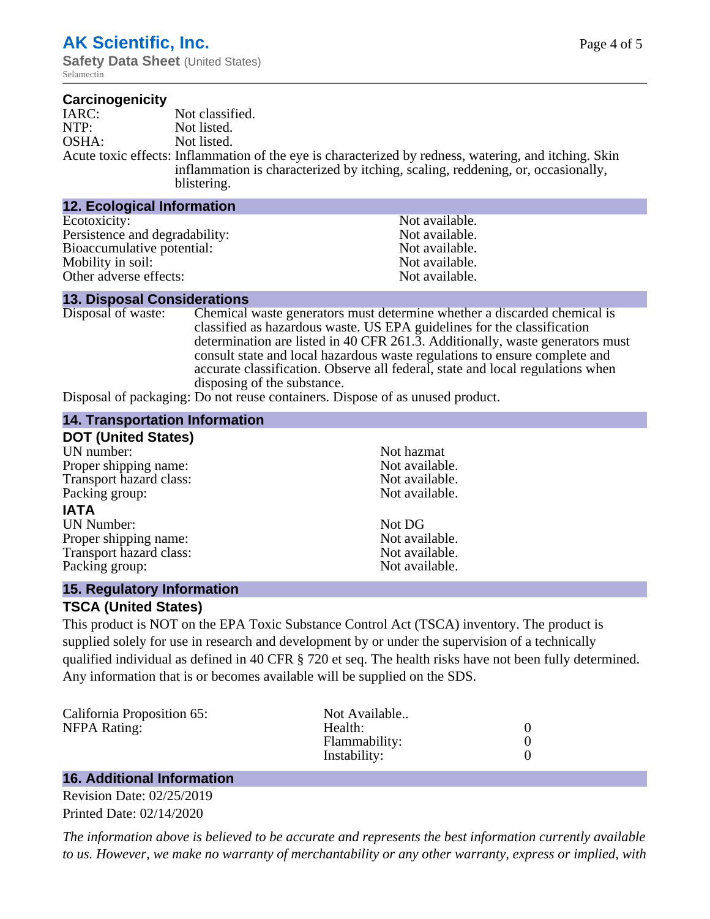### Carcinogenicity

| | |
|---|---|
| IARC: | Not classified. |
| NTP: | Not listed. |
| OSHA: | Not listed. |
| Acute toxic effects: | Inflammation of the eye is characterized by redness, watering, and itching. Skin inflammation is characterized by itching, scaling, reddening, or, occasionally, blistering. |

## 12. Ecological Information

| | |
|---|---|
| Ecotoxicity: | Not available. |
| Persistence and degradability: | Not available. |
| Bioaccumulative potential: | Not available. |
| Mobility in soil: | Not available. |
| Other adverse effects: | Not available. |

## 13. Disposal Considerations

Disposal of waste: Chemical waste generators must determine whether a discarded chemical is classified as hazardous waste. US EPA guidelines for the classification determination are listed in 40 CFR 261.3. Additionally, waste generators must consult state and local hazardous waste regulations to ensure complete and accurate classification. Observe all federal, state and local regulations when disposing of the substance.

Disposal of packaging: Do not reuse containers. Dispose of as unused product.

## 14. Transportation Information

### DOT (United States)

| | |
|---|---|
| UN number: | Not hazmat |
| Proper shipping name: | Not available. |
| Transport hazard class: | Not available. |
| Packing group: | Not available. |

### IATA

| | |
|---|---|
| UN Number: | Not DG |
| Proper shipping name: | Not available. |
| Transport hazard class: | Not available. |
| Packing group: | Not available. |

## 15. Regulatory Information

### TSCA (United States)

This product is NOT on the EPA Toxic Substance Control Act (TSCA) inventory. The product is supplied solely for use in research and development by or under the supervision of a technically qualified individual as defined in 40 CFR § 720 et seq. The health risks have not been fully determined. Any information that is or becomes available will be supplied on the SDS.

| | | |
|---|---|---|
| California Proposition 65: | Not Available.. | |
| NFPA Rating: | Health: | 0 |
| | Flammability: | 0 |
| | Instability: | 0 |

## 16. Additional Information

Revision Date: 02/25/2019

Printed Date: 02/14/2020

*The information above is believed to be accurate and represents the best information currently available to us. However, we make no warranty of merchantability or any other warranty, express or implied, with*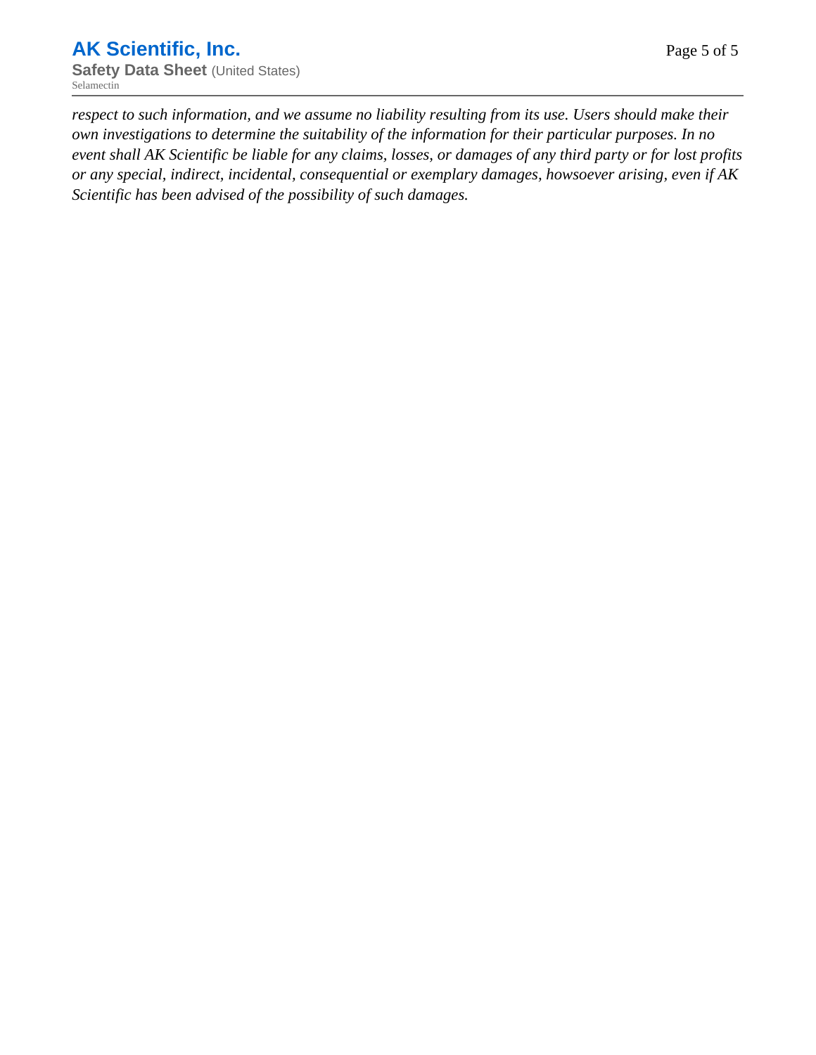*respect to such information, and we assume no liability resulting from its use. Users should make their own investigations to determine the suitability of the information for their particular purposes. In no event shall AK Scientific be liable for any claims, losses, or damages of any third party or for lost profits or any special, indirect, incidental, consequential or exemplary damages, howsoever arising, even if AK Scientific has been advised of the possibility of such damages.*